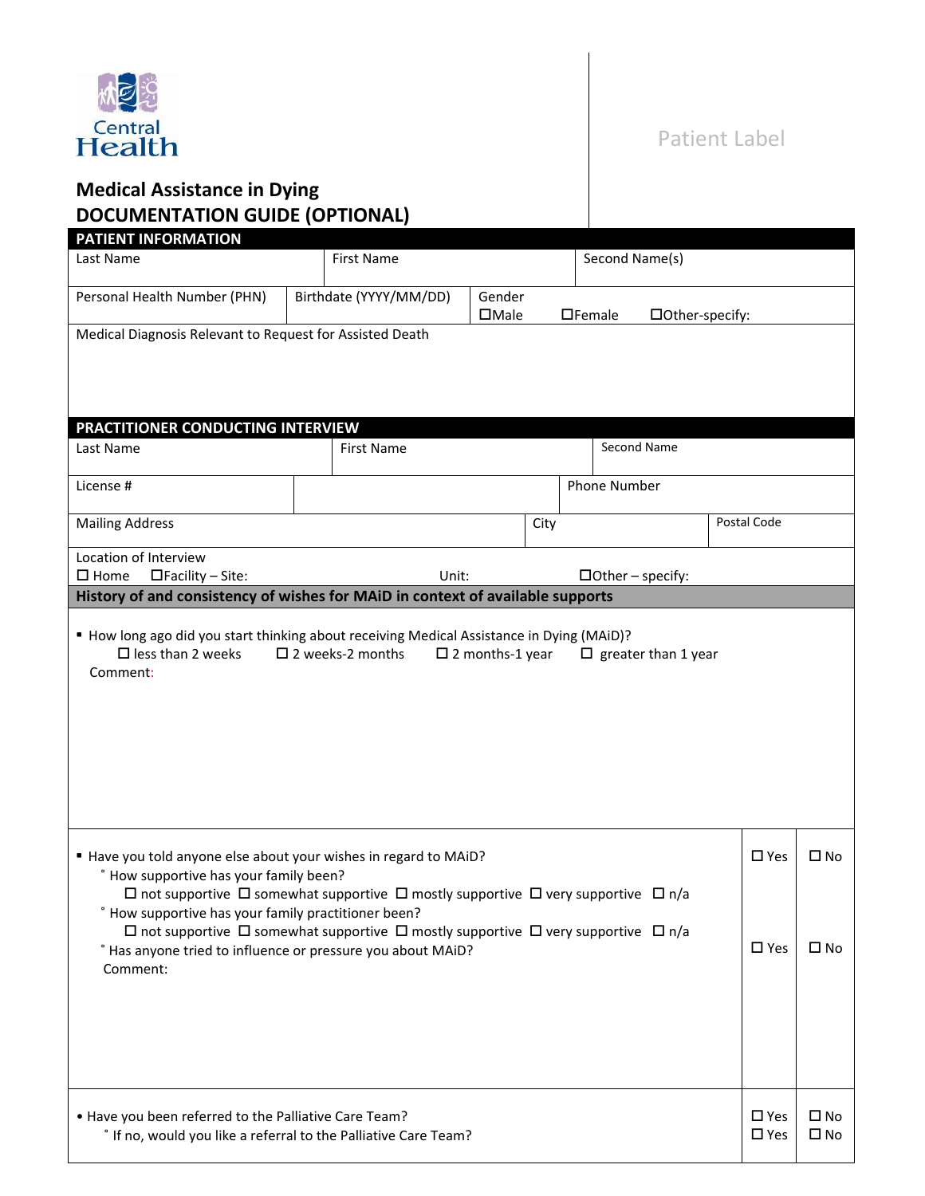Central Health

Patient Label

# Medical Assistance in Dying
# DOCUMENTATION GUIDE (OPTIONAL)

## PATIENT INFORMATION

| Last Name | First Name | Second Name(s) |
|---|---|---|
| | | |

| Personal Health Number (PHN) | Birthdate (YYYY/MM/DD) | Gender ☐Male ☐Female ☐Other-specify: |
|---|---|---|
| | | |

Medical Diagnosis Relevant to Request for Assisted Death

## PRACTITIONER CONDUCTING INTERVIEW

| Last Name | First Name | Second Name |
|---|---|---|
| | | |

| License # | | Phone Number |
|---|---|---|
| | | |

| Mailing Address | City | Postal Code |
|---|---|---|
| | | |

Location of Interview
☐ Home ☐Facility – Site: Unit: ☐Other – specify:

## History of and consistency of wishes for MAiD in context of available supports

- How long ago did you start thinking about receiving Medical Assistance in Dying (MAiD)?
  ☐ less than 2 weeks ☐ 2 weeks-2 months ☐ 2 months-1 year ☐ greater than 1 year

  Comment:

| | | |
|---|---|---|
| ▪ Have you told anyone else about your wishes in regard to MAiD? | ☐ Yes | ☐ No |
| ˚ How supportive has your family been? ☐ not supportive ☐ somewhat supportive ☐ mostly supportive ☐ very supportive ☐ n/a | | |
| ˚ How supportive has your family practitioner been? ☐ not supportive ☐ somewhat supportive ☐ mostly supportive ☐ very supportive ☐ n/a | | |
| ˚ Has anyone tried to influence or pressure you about MAiD? | ☐ Yes | ☐ No |
| Comment: | | |

| | | |
|---|---|---|
| • Have you been referred to the Palliative Care Team? | ☐ Yes | ☐ No |
| ˚ If no, would you like a referral to the Palliative Care Team? | ☐ Yes | ☐ No |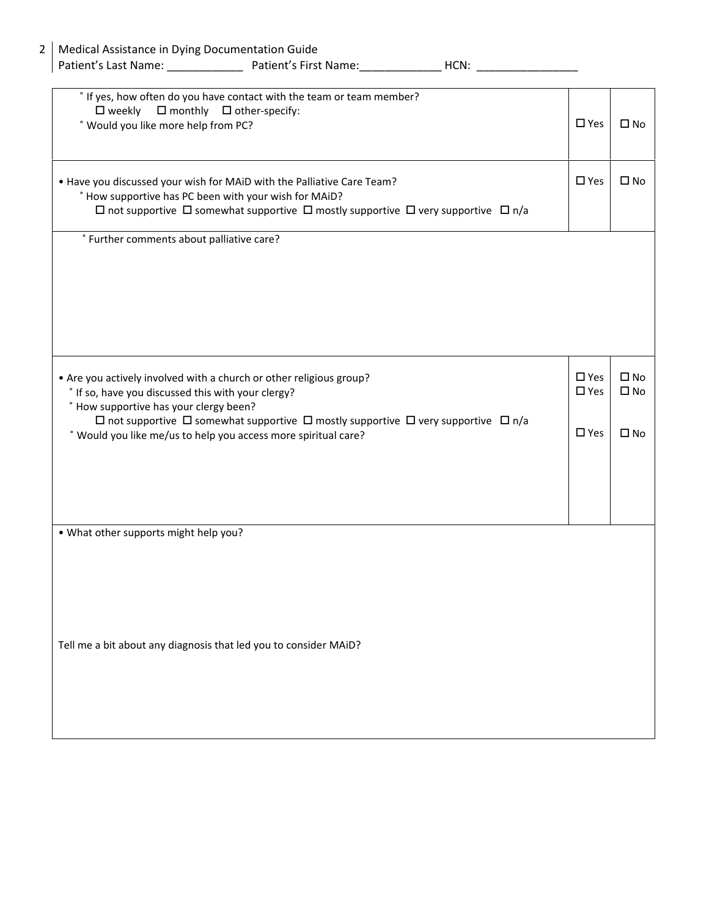Medical Assistance in Dying Documentation Guide
Patient's Last Name: ____________ Patient's First Name:_____________ HCN: ________________

| | | |
|---|---|---|
| ˚ If yes, how often do you have contact with the team or team member?<br>☐ weekly ☐ monthly ☐ other-specify:<br>˚ Would you like more help from PC? | ☐ Yes | ☐ No |
| • Have you discussed your wish for MAiD with the Palliative Care Team?<br>˚ How supportive has PC been with your wish for MAiD?<br>☐ not supportive ☐ somewhat supportive ☐ mostly supportive ☐ very supportive ☐ n/a | ☐ Yes | ☐ No |
| ˚ Further comments about palliative care? | | |
| • Are you actively involved with a church or other religious group?<br>˚ If so, have you discussed this with your clergy?<br>˚ How supportive has your clergy been?<br>☐ not supportive ☐ somewhat supportive ☐ mostly supportive ☐ very supportive ☐ n/a<br>˚ Would you like me/us to help you access more spiritual care? | ☐ Yes<br>☐ Yes<br><br><br>☐ Yes | ☐ No<br>☐ No<br><br><br>☐ No |
| • What other supports might help you?<br><br>Tell me a bit about any diagnosis that led you to consider MAiD? | | |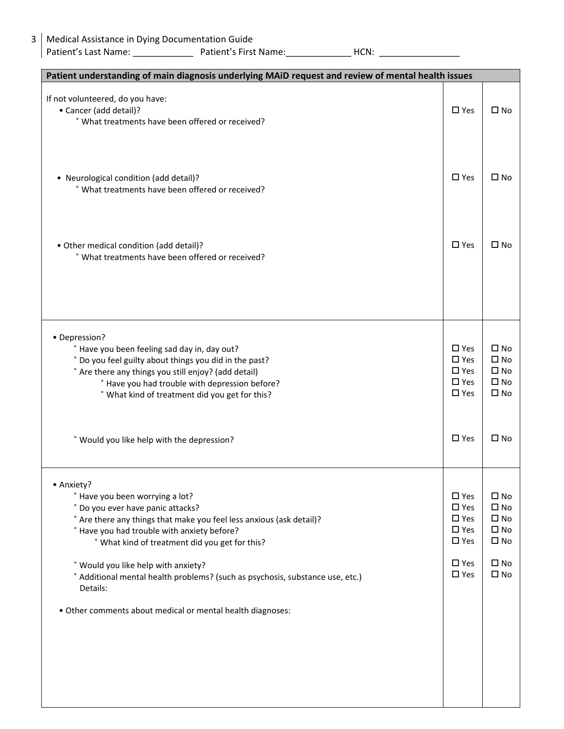Medical Assistance in Dying Documentation Guide
Patient's Last Name: ____________ Patient's First Name:_____________ HCN: ________________

| Patient understanding of main diagnosis underlying MAiD request and review of mental health issues | | |
|---|---|---|
| If not volunteered, do you have:<br>• Cancer (add detail)?<br>˚ What treatments have been offered or received? | ☐ Yes | ☐ No |
| • Neurological condition (add detail)?<br>˚ What treatments have been offered or received? | ☐ Yes | ☐ No |
| • Other medical condition (add detail)?<br>˚ What treatments have been offered or received? | ☐ Yes | ☐ No |
| • Depression? | | |
| ˚ Have you been feeling sad day in, day out? | ☐ Yes | ☐ No |
| ˚ Do you feel guilty about things you did in the past? | ☐ Yes | ☐ No |
| ˚ Are there any things you still enjoy? (add detail) | ☐ Yes | ☐ No |
| ˚ Have you had trouble with depression before? | ☐ Yes | ☐ No |
| ˚ What kind of treatment did you get for this? | ☐ Yes | ☐ No |
| ˚ Would you like help with the depression? | ☐ Yes | ☐ No |
| • Anxiety? | | |
| ˚ Have you been worrying a lot? | ☐ Yes | ☐ No |
| ˚ Do you ever have panic attacks? | ☐ Yes | ☐ No |
| ˚ Are there any things that make you feel less anxious (ask detail)? | ☐ Yes | ☐ No |
| ˚ Have you had trouble with anxiety before? | ☐ Yes | ☐ No |
| ˚ What kind of treatment did you get for this? | ☐ Yes | ☐ No |
| ˚ Would you like help with anxiety? | ☐ Yes | ☐ No |
| ˚ Additional mental health problems? (such as psychosis, substance use, etc.)<br>Details: | ☐ Yes | ☐ No |
| • Other comments about medical or mental health diagnoses: | | |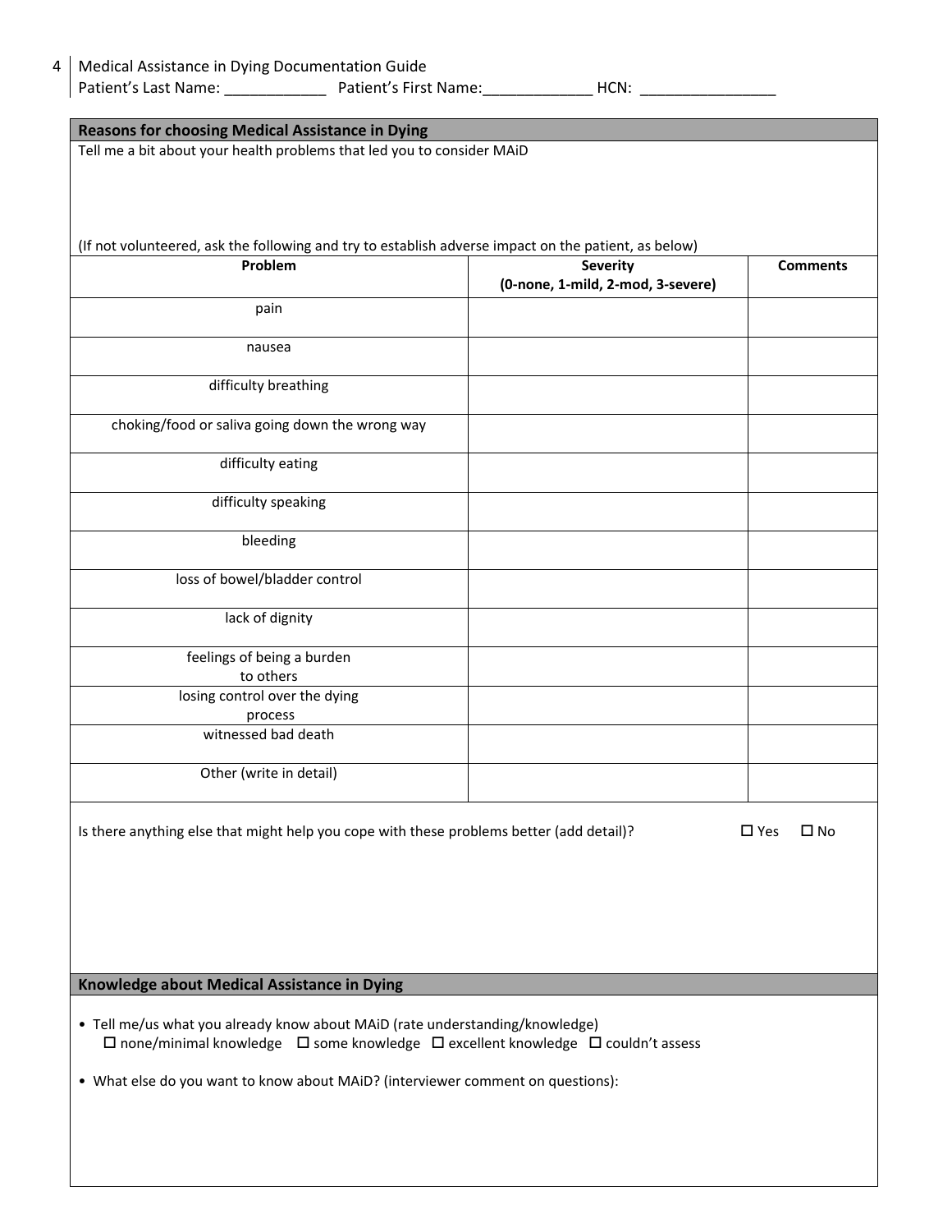Patient's Last Name: ____________ Patient's First Name:_____________ HCN: ________________

## Reasons for choosing Medical Assistance in Dying

Tell me a bit about your health problems that led you to consider MAiD

(If not volunteered, ask the following and try to establish adverse impact on the patient, as below)

| Problem | Severity (0-none, 1-mild, 2-mod, 3-severe) | Comments |
|---|---|---|
| pain | | |
| nausea | | |
| difficulty breathing | | |
| choking/food or saliva going down the wrong way | | |
| difficulty eating | | |
| difficulty speaking | | |
| bleeding | | |
| loss of bowel/bladder control | | |
| lack of dignity | | |
| feelings of being a burden to others | | |
| losing control over the dying process | | |
| witnessed bad death | | |
| Other (write in detail) | | |

Is there anything else that might help you cope with these problems better (add detail)? ☐ Yes ☐ No

## Knowledge about Medical Assistance in Dying

- Tell me/us what you already know about MAiD (rate understanding/knowledge)
  ☐ none/minimal knowledge ☐ some knowledge ☐ excellent knowledge ☐ couldn't assess
- What else do you want to know about MAiD? (interviewer comment on questions):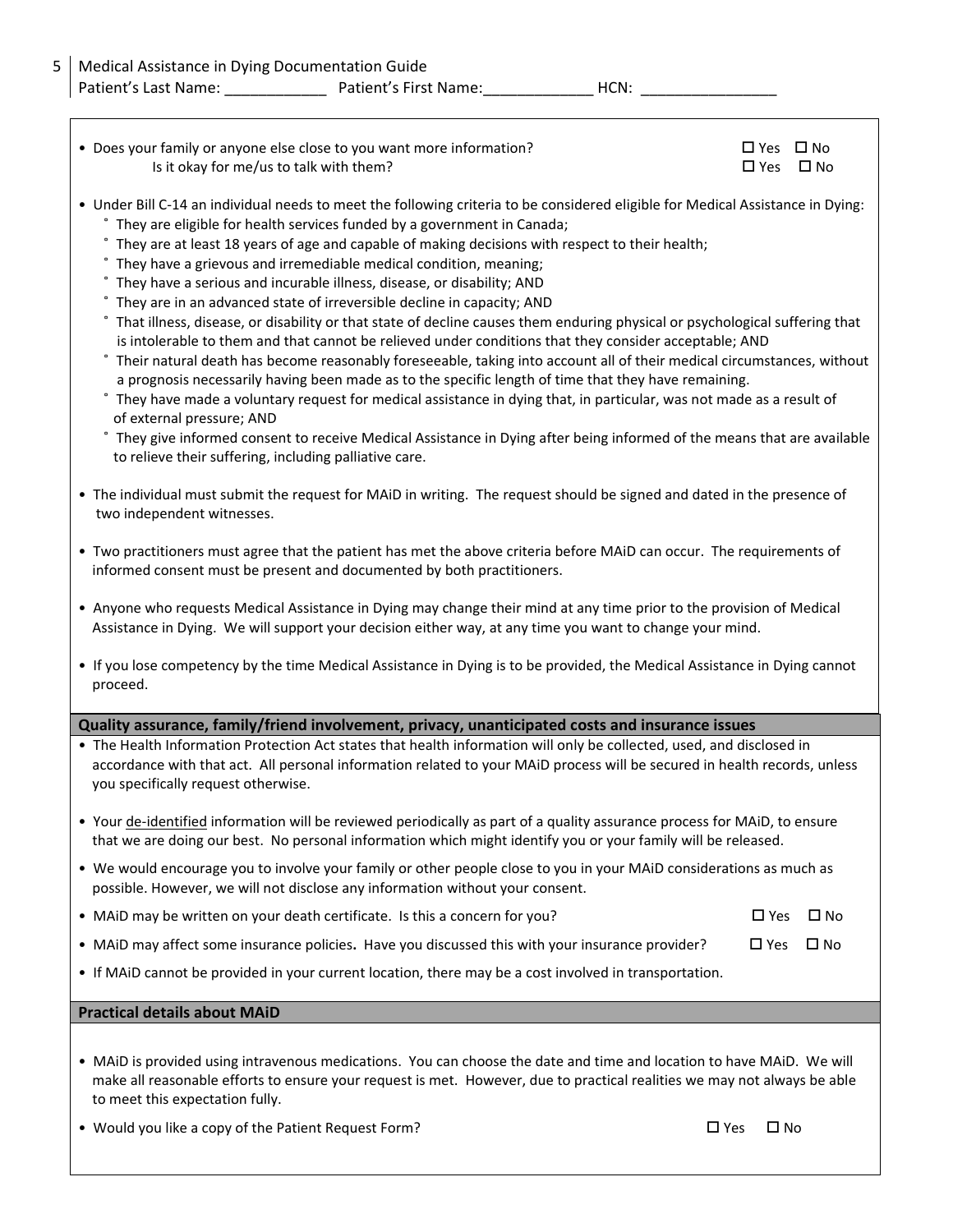- Does your family or anyone else close to you want more information? ☐ Yes ☐ No
  Is it okay for me/us to talk with them? ☐ Yes ☐ No

- Under Bill C-14 an individual needs to meet the following criteria to be considered eligible for Medical Assistance in Dying:
  - They are eligible for health services funded by a government in Canada;
  - They are at least 18 years of age and capable of making decisions with respect to their health;
  - They have a grievous and irremediable medical condition, meaning;
  - They have a serious and incurable illness, disease, or disability; AND
  - They are in an advanced state of irreversible decline in capacity; AND
  - That illness, disease, or disability or that state of decline causes them enduring physical or psychological suffering that is intolerable to them and that cannot be relieved under conditions that they consider acceptable; AND
  - Their natural death has become reasonably foreseeable, taking into account all of their medical circumstances, without a prognosis necessarily having been made as to the specific length of time that they have remaining.
  - They have made a voluntary request for medical assistance in dying that, in particular, was not made as a result of external pressure; AND
  - They give informed consent to receive Medical Assistance in Dying after being informed of the means that are available to relieve their suffering, including palliative care.

- The individual must submit the request for MAiD in writing. The request should be signed and dated in the presence of two independent witnesses.

- Two practitioners must agree that the patient has met the above criteria before MAiD can occur. The requirements of informed consent must be present and documented by both practitioners.

- Anyone who requests Medical Assistance in Dying may change their mind at any time prior to the provision of Medical Assistance in Dying. We will support your decision either way, at any time you want to change your mind.

- If you lose competency by the time Medical Assistance in Dying is to be provided, the Medical Assistance in Dying cannot proceed.

**Quality assurance, family/friend involvement, privacy, unanticipated costs and insurance issues**

- The Health Information Protection Act states that health information will only be collected, used, and disclosed in accordance with that act. All personal information related to your MAiD process will be secured in health records, unless you specifically request otherwise.

- Your de-identified information will be reviewed periodically as part of a quality assurance process for MAiD, to ensure that we are doing our best. No personal information which might identify you or your family will be released.

- We would encourage you to involve your family or other people close to you in your MAiD considerations as much as possible. However, we will not disclose any information without your consent.

- MAiD may be written on your death certificate. Is this a concern for you? ☐ Yes ☐ No

- MAiD may affect some insurance policies**.** Have you discussed this with your insurance provider? ☐ Yes ☐ No

- If MAiD cannot be provided in your current location, there may be a cost involved in transportation.

**Practical details about MAiD**

- MAiD is provided using intravenous medications. You can choose the date and time and location to have MAiD. We will make all reasonable efforts to ensure your request is met. However, due to practical realities we may not always be able to meet this expectation fully.

- Would you like a copy of the Patient Request Form? ☐ Yes ☐ No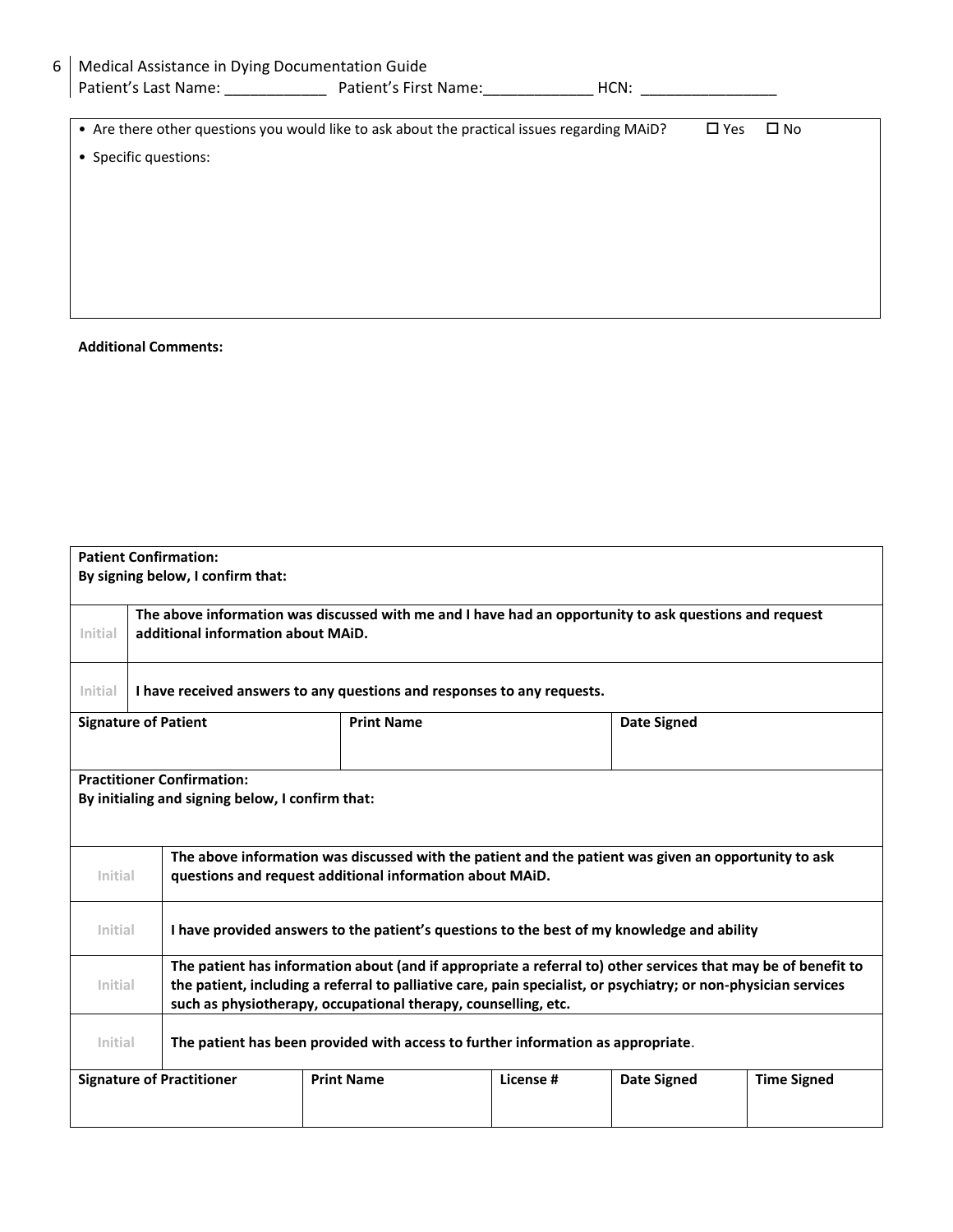Patient's Last Name: ____________ Patient's First Name:_____________ HCN: ________________

- Are there other questions you would like to ask about the practical issues regarding MAiD? ☐ Yes ☐ No
- Specific questions:

**Additional Comments:**

| **Patient Confirmation:**<br>**By signing below, I confirm that:** | | |
|---|---|---|
| Initial | **The above information was discussed with me and I have had an opportunity to ask questions and request additional information about MAiD.** | |
| Initial | **I have received answers to any questions and responses to any requests.** | |
| **Signature of Patient** | **Print Name** | **Date Signed** |

| **Practitioner Confirmation:**<br>**By initialing and signing below, I confirm that:** | | | | |
|---|---|---|---|---|
| Initial | **The above information was discussed with the patient and the patient was given an opportunity to ask questions and request additional information about MAiD.** | | | |
| Initial | **I have provided answers to the patient's questions to the best of my knowledge and ability** | | | |
| Initial | **The patient has information about (and if appropriate a referral to) other services that may be of benefit to the patient, including a referral to palliative care, pain specialist, or psychiatry; or non-physician services such as physiotherapy, occupational therapy, counselling, etc.** | | | |
| Initial | **The patient has been provided with access to further information as appropriate**. | | | |
| **Signature of Practitioner** | **Print Name** | **License #** | **Date Signed** | **Time Signed** |